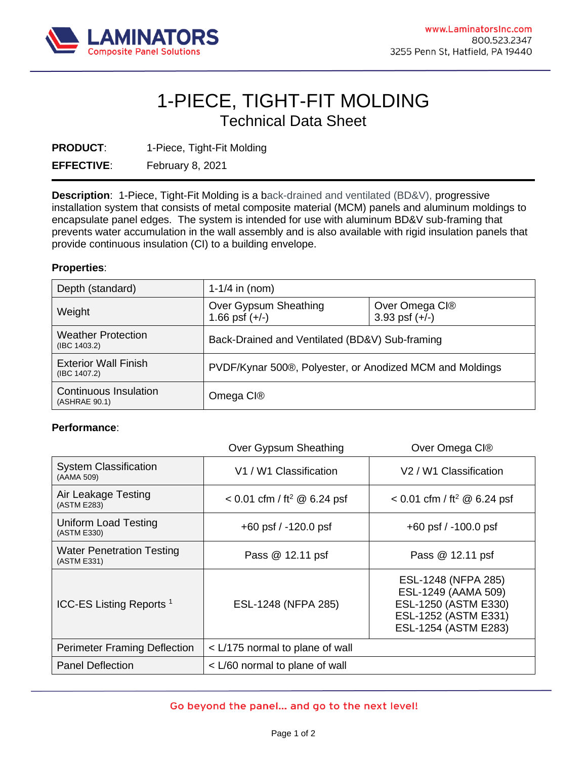LAMINATORS
Composite Panel Solutions

www.LaminatorsInc.com
800.523.2347
3255 Penn St, Hatfield, PA 19440

# 1-PIECE, TIGHT-FIT MOLDING

## Technical Data Sheet

**PRODUCT**: 1-Piece, Tight-Fit Molding

**EFFECTIVE**: February 8, 2021

**Description**: 1-Piece, Tight-Fit Molding is a back-drained and ventilated (BD&V), progressive installation system that consists of metal composite material (MCM) panels and aluminum moldings to encapsulate panel edges. The system is intended for use with aluminum BD&V sub-framing that prevents water accumulation in the wall assembly and is also available with rigid insulation panels that provide continuous insulation (CI) to a building envelope.

**Properties**:

| | | |
|---|---|---|
| Depth (standard) | 1-1/4 in (nom) | |
| Weight | Over Gypsum Sheathing 1.66 psf (+/-) | Over Omega CI® 3.93 psf (+/-) |
| Weather Protection (IBC 1403.2) | Back-Drained and Ventilated (BD&V) Sub-framing | |
| Exterior Wall Finish (IBC 1407.2) | PVDF/Kynar 500®, Polyester, or Anodized MCM and Moldings | |
| Continuous Insulation (ASHRAE 90.1) | Omega CI® | |

**Performance**:

| | Over Gypsum Sheathing | Over Omega CI® |
|---|---|---|
| System Classification (AAMA 509) | V1 / W1 Classification | V2 / W1 Classification |
| Air Leakage Testing (ASTM E283) | < 0.01 cfm / ft² @ 6.24 psf | < 0.01 cfm / ft² @ 6.24 psf |
| Uniform Load Testing (ASTM E330) | +60 psf / -120.0 psf | +60 psf / -100.0 psf |
| Water Penetration Testing (ASTM E331) | Pass @ 12.11 psf | Pass @ 12.11 psf |
| ICC-ES Listing Reports [1] | ESL-1248 (NFPA 285) | ESL-1248 (NFPA 285) ESL-1249 (AAMA 509) ESL-1250 (ASTM E330) ESL-1252 (ASTM E331) ESL-1254 (ASTM E283) |
| Perimeter Framing Deflection | < L/175 normal to plane of wall | |
| Panel Deflection | < L/60 normal to plane of wall | |

Go beyond the panel... and go to the next level!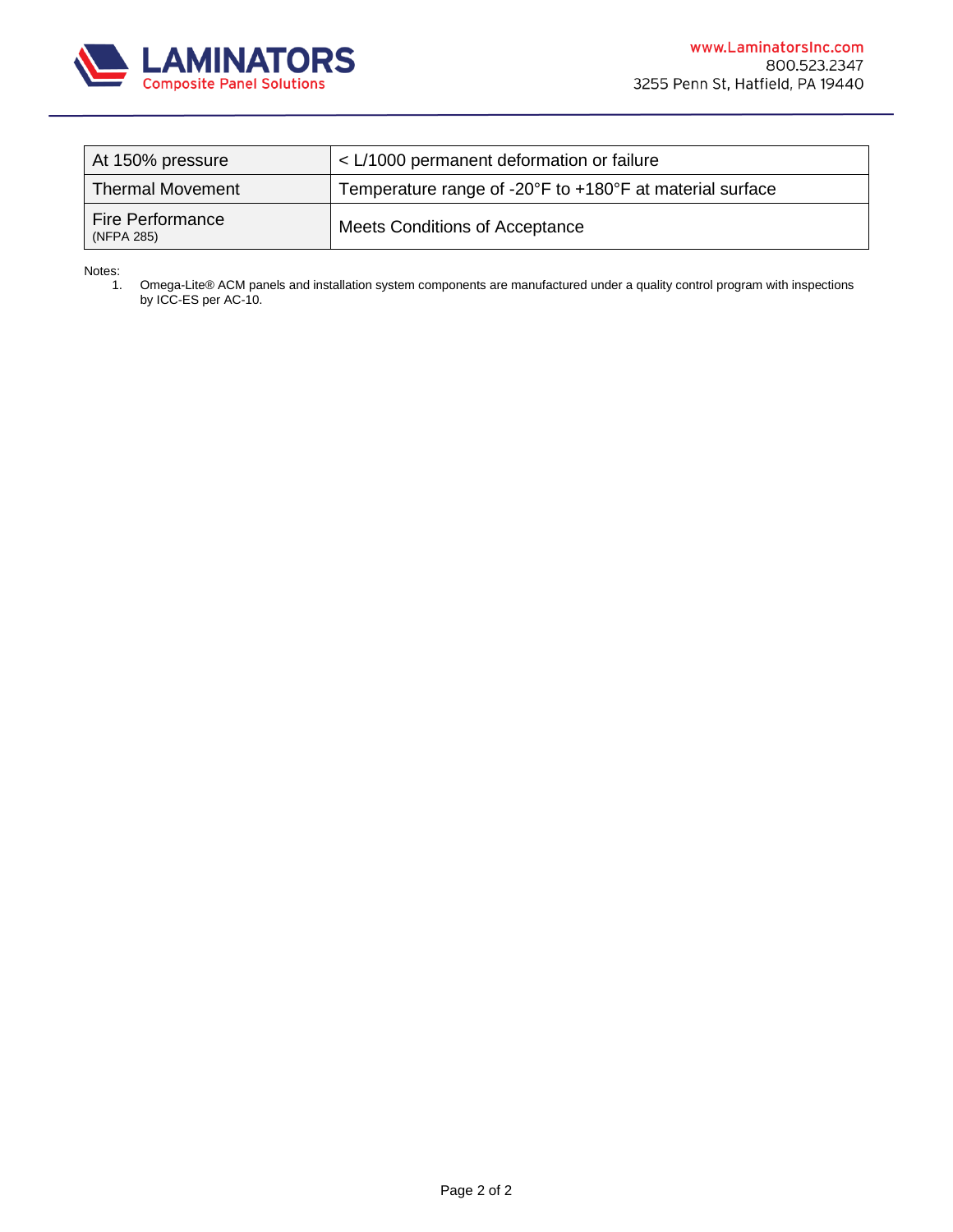| | |
|---|---|
| At 150% pressure | < L/1000 permanent deformation or failure |
| Thermal Movement | Temperature range of -20°F to +180°F at material surface |
| Fire Performance (NFPA 285) | Meets Conditions of Acceptance |

Notes:

1. Omega-Lite® ACM panels and installation system components are manufactured under a quality control program with inspections by ICC-ES per AC-10.